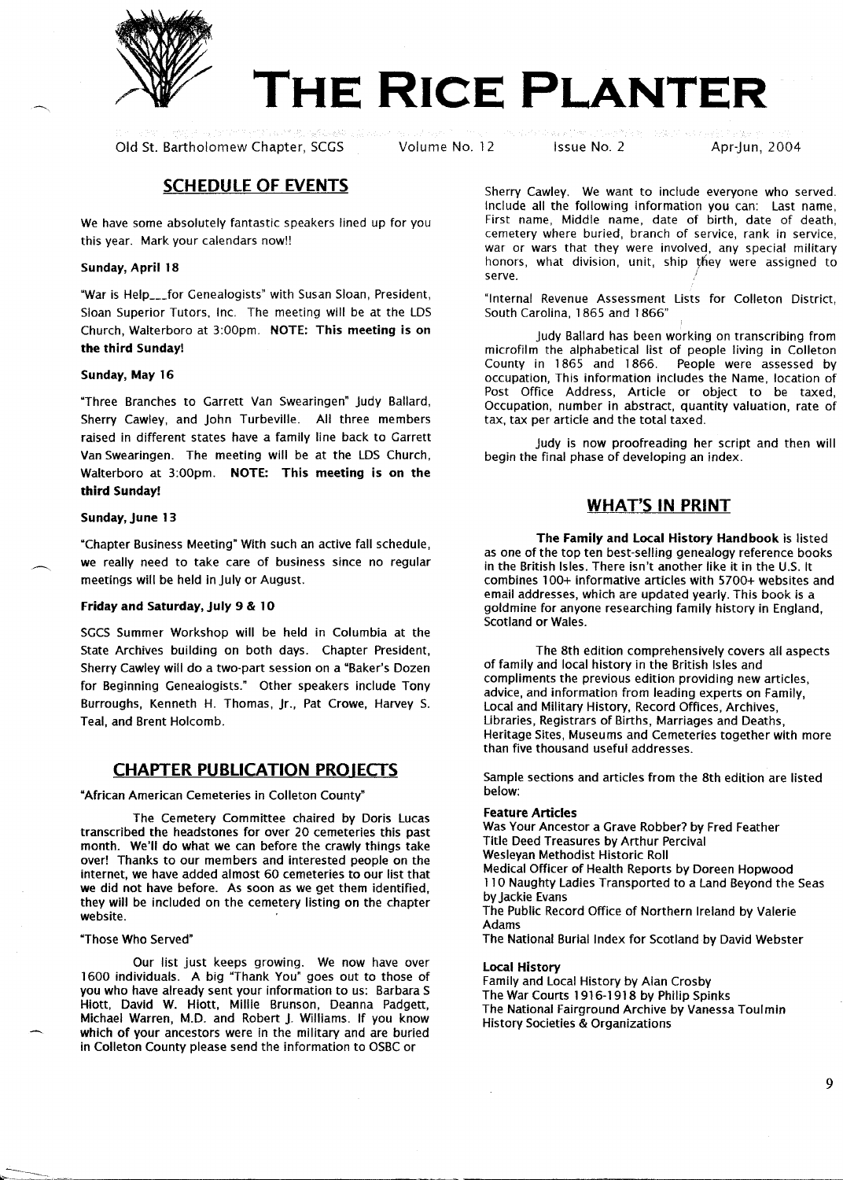# THE RICE PLANTER

Old St. Bartholomew Chapter, SCGS — Volume No. 12 — Issue No. 2 — Apr-Jun, 2004

## SCHEDULE OF EVENTS

We have some absolutely fantastic speakers lined up for you this year. Mark your calendars now!!

**Sunday, April 18**

"War is Help___for Genealogists" with Susan Sloan, President, Sloan Superior Tutors, Inc. The meeting will be at the LDS Church, Walterboro at 3:00pm. **NOTE: This meeting is on the third Sunday!**

**Sunday, May 16**

"Three Branches to Garrett Van Swearingen" Judy Ballard, Sherry Cawley, and John Turbeville. All three members raised in different states have a family line back to Garrett Van Swearingen. The meeting will be at the LDS Church, Walterboro at 3:00pm. **NOTE: This meeting is on the third Sunday!**

**Sunday, June 13**

"Chapter Business Meeting" With such an active fall schedule, we really need to take care of business since no regular meetings will be held in July or August.

**Friday and Saturday, July 9 & 10**

SGCS Summer Workshop will be held in Columbia at the State Archives building on both days. Chapter President, Sherry Cawley will do a two-part session on a "Baker's Dozen for Beginning Genealogists." Other speakers include Tony Burroughs, Kenneth H. Thomas, Jr., Pat Crowe, Harvey S. Teal, and Brent Holcomb.

## CHAPTER PUBLICATION PROJECTS

"African American Cemeteries in Colleton County"

The Cemetery Committee chaired by Doris Lucas transcribed the headstones for over 20 cemeteries this past month. We'll do what we can before the crawly things take over! Thanks to our members and interested people on the internet, we have added almost 60 cemeteries to our list that we did not have before. As soon as we get them identified, they will be included on the cemetery listing on the chapter website.

"Those Who Served"

Our list just keeps growing. We now have over 1600 individuals. A big "Thank You" goes out to those of you who have already sent your information to us: Barbara S Hiott, David W. Hiott, Millie Brunson, Deanna Padgett, Michael Warren, M.D. and Robert J. Williams. If you know which of your ancestors were in the military and are buried in Colleton County please send the information to OSBC or Sherry Cawley. We want to include everyone who served. Include all the following information you can: Last name, First name, Middle name, date of birth, date of death, cemetery where buried, branch of service, rank in service, war or wars that they were involved, any special military honors, what division, unit, ship they were assigned to serve.

"Internal Revenue Assessment Lists for Colleton District, South Carolina, 1865 and 1866"

Judy Ballard has been working on transcribing from microfilm the alphabetical list of people living in Colleton County in 1865 and 1866. People were assessed by occupation, This information includes the Name, location of Post Office Address, Article or object to be taxed, Occupation, number in abstract, quantity valuation, rate of tax, tax per article and the total taxed.

Judy is now proofreading her script and then will begin the final phase of developing an index.

## WHAT'S IN PRINT

**The Family and Local History Handbook** is listed as one of the top ten best-selling genealogy reference books in the British Isles. There isn't another like it in the U.S. It combines 100+ informative articles with 5700+ websites and email addresses, which are updated yearly. This book is a goldmine for anyone researching family history in England, Scotland or Wales.

The 8th edition comprehensively covers all aspects of family and local history in the British Isles and compliments the previous edition providing new articles, advice, and information from leading experts on Family, Local and Military History, Record Offices, Archives, Libraries, Registrars of Births, Marriages and Deaths, Heritage Sites, Museums and Cemeteries together with more than five thousand useful addresses.

Sample sections and articles from the 8th edition are listed below:

**Feature Articles**
Was Your Ancestor a Grave Robber? by Fred Feather
Title Deed Treasures by Arthur Percival
Wesleyan Methodist Historic Roll
Medical Officer of Health Reports by Doreen Hopwood
110 Naughty Ladies Transported to a Land Beyond the Seas by Jackie Evans
The Public Record Office of Northern Ireland by Valerie Adams
The National Burial Index for Scotland by David Webster

**Local History**
Family and Local History by Alan Crosby
The War Courts 1916-1918 by Philip Spinks
The National Fairground Archive by Vanessa Toulmin
History Societies & Organizations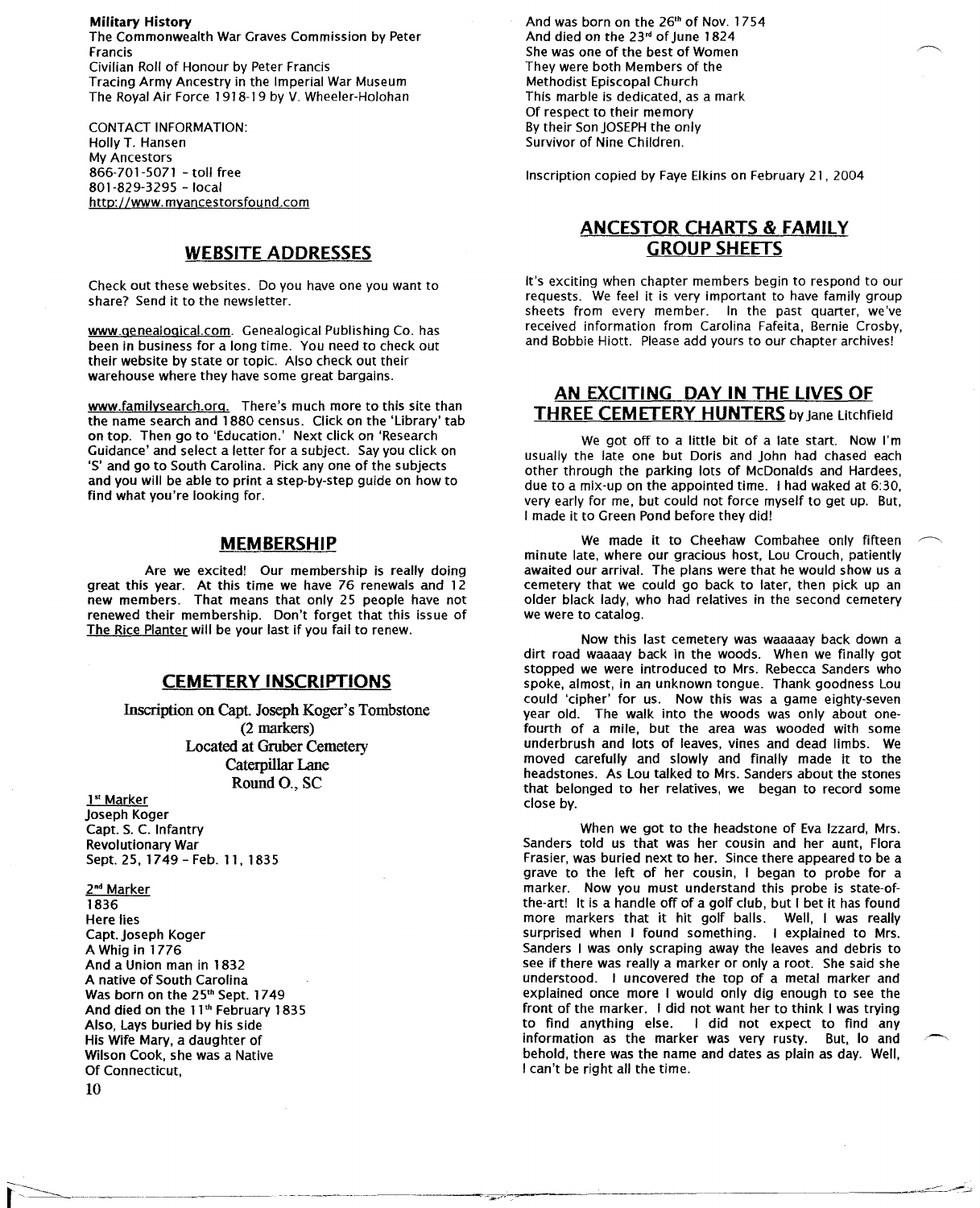**Military History**
The Commonwealth War Graves Commission by Peter Francis
Civilian Roll of Honour by Peter Francis
Tracing Army Ancestry in the Imperial War Museum
The Royal Air Force 1918-19 by V. Wheeler-Holohan

CONTACT INFORMATION:
Holly T. Hansen
My Ancestors
866-701-5071 - toll free
801-829-3295 - local
http://www.myancestorsfound.com

## WEBSITE ADDRESSES

Check out these websites. Do you have one you want to share? Send it to the newsletter.

www.genealogical.com. Genealogical Publishing Co. has been in business for a long time. You need to check out their website by state or topic. Also check out their warehouse where they have some great bargains.

www.familysearch.org. There's much more to this site than the name search and 1880 census. Click on the 'Library' tab on top. Then go to 'Education.' Next click on 'Research Guidance' and select a letter for a subject. Say you click on 'S' and go to South Carolina. Pick any one of the subjects and you will be able to print a step-by-step guide on how to find what you're looking for.

## MEMBERSHIP

Are we excited! Our membership is really doing great this year. At this time we have 76 renewals and 12 new members. That means that only 25 people have not renewed their membership. Don't forget that this issue of The Rice Planter will be your last if you fail to renew.

## CEMETERY INSCRIPTIONS

Inscription on Capt. Joseph Koger's Tombstone
(2 markers)
Located at Gruber Cemetery
Caterpillar Lane
Round O., SC

1st Marker
Joseph Koger
Capt. S. C. Infantry
Revolutionary War
Sept. 25, 1749 - Feb. 11, 1835

2nd Marker
1836
Here lies
Capt. Joseph Koger
A Whig in 1776
And a Union man in 1832
A native of South Carolina
Was born on the 25th Sept. 1749
And died on the 11th February 1835
Also, Lays buried by his side
His Wife Mary, a daughter of
Wilson Cook, she was a Native
Of Connecticut,
And was born on the 26th of Nov. 1754
And died on the 23rd of June 1824
She was one of the best of Women
They were both Members of the
Methodist Episcopal Church
This marble is dedicated, as a mark
Of respect to their memory
By their Son JOSEPH the only
Survivor of Nine Children.

Inscription copied by Faye Elkins on February 21, 2004

## ANCESTOR CHARTS & FAMILY GROUP SHEETS

It's exciting when chapter members begin to respond to our requests. We feel it is very important to have family group sheets from every member. In the past quarter, we've received information from Carolina Fafeita, Bernie Crosby, and Bobbie Hiott. Please add yours to our chapter archives!

## AN EXCITING DAY IN THE LIVES OF THREE CEMETERY HUNTERS by Jane Litchfield

We got off to a little bit of a late start. Now I'm usually the late one but Doris and John had chased each other through the parking lots of McDonalds and Hardees, due to a mix-up on the appointed time. I had waked at 6:30, very early for me, but could not force myself to get up. But, I made it to Green Pond before they did!

We made it to Cheehaw Combahee only fifteen minute late, where our gracious host, Lou Crouch, patiently awaited our arrival. The plans were that he would show us a cemetery that we could go back to later, then pick up an older black lady, who had relatives in the second cemetery we were to catalog.

Now this last cemetery was waaaaay back down a dirt road waaaay back in the woods. When we finally got stopped we were introduced to Mrs. Rebecca Sanders who spoke, almost, in an unknown tongue. Thank goodness Lou could 'cipher' for us. Now this was a game eighty-seven year old. The walk into the woods was only about one-fourth of a mile, but the area was wooded with some underbrush and lots of leaves, vines and dead limbs. We moved carefully and slowly and finally made it to the headstones. As Lou talked to Mrs. Sanders about the stones that belonged to her relatives, we began to record some close by.

When we got to the headstone of Eva Izzard, Mrs. Sanders told us that was her cousin and her aunt, Flora Frasier, was buried next to her. Since there appeared to be a grave to the left of her cousin, I began to probe for a marker. Now you must understand this probe is state-of-the-art! It is a handle off of a golf club, but I bet it has found more markers that it hit golf balls. Well, I was really surprised when I found something. I explained to Mrs. Sanders I was only scraping away the leaves and debris to see if there was really a marker or only a root. She said she understood. I uncovered the top of a metal marker and explained once more I would only dig enough to see the front of the marker. I did not want her to think I was trying to find anything else. I did not expect to find any information as the marker was very rusty. But, lo and behold, there was the name and dates as plain as day. Well, I can't be right all the time.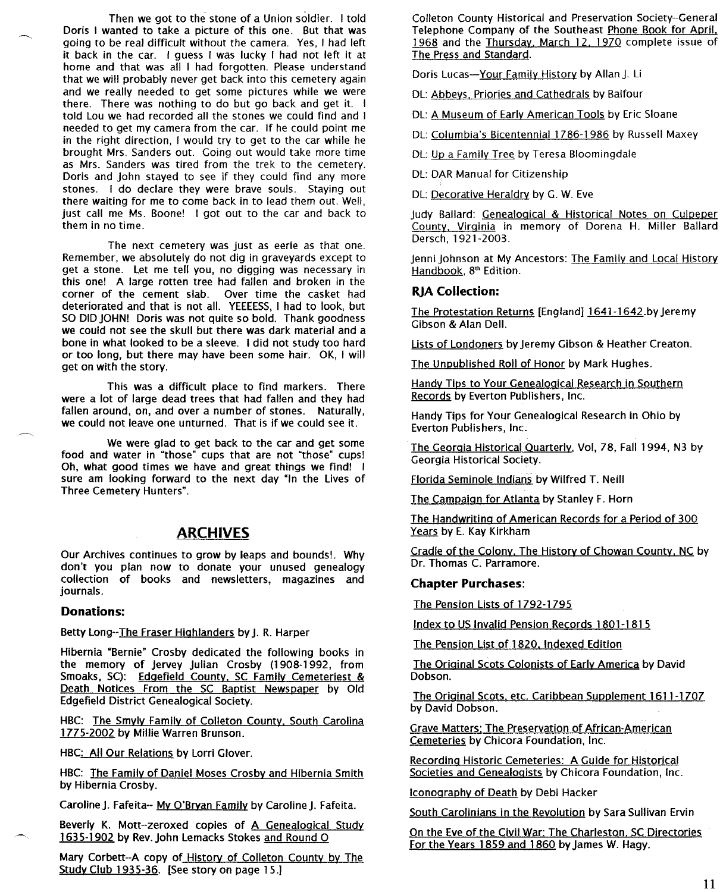Then we got to the stone of a Union soldier. I told Doris I wanted to take a picture of this one. But that was going to be real difficult without the camera. Yes, I had left it back in the car. I guess I was lucky I had not left it at home and that was all I had forgotten. Please understand that we will probably never get back into this cemetery again and we really needed to get some pictures while we were there. There was nothing to do but go back and get it. I told Lou we had recorded all the stones we could find and I needed to get my camera from the car. If he could point me in the right direction, I would try to get to the car while he brought Mrs. Sanders out. Going out would take more time as Mrs. Sanders was tired from the trek to the cemetery. Doris and John stayed to see if they could find any more stones. I do declare they were brave souls. Staying out there waiting for me to come back in to lead them out. Well, just call me Ms. Boone! I got out to the car and back to them in no time.

The next cemetery was just as eerie as that one. Remember, we absolutely do not dig in graveyards except to get a stone. Let me tell you, no digging was necessary in this one! A large rotten tree had fallen and broken in the corner of the cement slab. Over time the casket had deteriorated and that is not all. YEEEESS, I had to look, but SO DID JOHN! Doris was not quite so bold. Thank goodness we could not see the skull but there was dark material and a bone in what looked to be a sleeve. I did not study too hard or too long, but there may have been some hair. OK, I will get on with the story.

This was a difficult place to find markers. There were a lot of large dead trees that had fallen and they had fallen around, on, and over a number of stones. Naturally, we could not leave one unturned. That is if we could see it.

We were glad to get back to the car and get some food and water in "those" cups that are not "those" cups! Oh, what good times we have and great things we find! I sure am looking forward to the next day "In the Lives of Three Cemetery Hunters".

## ARCHIVES

Our Archives continues to grow by leaps and bounds!. Why don't you plan now to donate your unused genealogy collection of books and newsletters, magazines and journals.

### Donations:

Betty Long--The Fraser Highlanders by J. R. Harper

Hibernia "Bernie" Crosby dedicated the following books in the memory of Jervey Julian Crosby (1908-1992, from Smoaks, SC): Edgefield County, SC Family Cemeteriest & Death Notices From the SC Baptist Newspaper by Old Edgefield District Genealogical Society.

HBC: The Smyly Family of Colleton County, South Carolina 1775-2002 by Millie Warren Brunson.

HBC: All Our Relations by Lorri Glover.

HBC: The Family of Daniel Moses Crosby and Hibernia Smith by Hibernia Crosby.

Caroline J. Fafeita-- My O'Bryan Family by Caroline J. Fafeita.

Beverly K. Mott--zeroxed copies of A Genealogical Study 1635-1902 by Rev. John Lemacks Stokes and Round O

Mary Corbett--A copy of History of Colleton County by The Study Club 1935-36. [See story on page 15.]

Colleton County Historical and Preservation Society--General Telephone Company of the Southeast Phone Book for April, 1968 and the Thursday, March 12, 1970 complete issue of The Press and Standard.

Doris Lucas—Your Family History by Allan J. Li

DL: Abbeys, Priories and Cathedrals by Balfour

DL: A Museum of Early American Tools by Eric Sloane

DL: Columbia's Bicentennial 1786-1986 by Russell Maxey

DL: Up a Family Tree by Teresa Bloomingdale

DL: DAR Manual for Citizenship

DL: Decorative Heraldry by G. W. Eve

Judy Ballard: Genealogical & Historical Notes on Culpeper County, Virginia in memory of Dorena H. Miller Ballard Dersch, 1921-2003.

Jenni Johnson at My Ancestors: The Family and Local History Handbook, 8th Edition.

### RJA Collection:

The Protestation Returns [England] 1641-1642.by Jeremy Gibson & Alan Dell.

Lists of Londoners by Jeremy Gibson & Heather Creaton.

The Unpublished Roll of Honor by Mark Hughes.

Handy Tips to Your Genealogical Research in Southern Records by Everton Publishers, Inc.

Handy Tips for Your Genealogical Research in Ohio by Everton Publishers, Inc.

The Georgia Historical Quarterly, Vol, 78, Fall 1994, N3 by Georgia Historical Society.

Florida Seminole Indians by Wilfred T. Neill

The Campaign for Atlanta by Stanley F. Horn

The Handwriting of American Records for a Period of 300 Years by E. Kay Kirkham

Cradle of the Colony, The History of Chowan County, NC by Dr. Thomas C. Parramore.

### Chapter Purchases:

The Pension Lists of 1792-1795

Index to US Invalid Pension Records 1801-1815

The Pension List of 1820, Indexed Edition

The Original Scots Colonists of Early America by David Dobson.

The Original Scots, etc. Caribbean Supplement 1611-1707 by David Dobson.

Grave Matters: The Preservation of African-American Cemeteries by Chicora Foundation, Inc.

Recording Historic Cemeteries: A Guide for Historical Societies and Genealogists by Chicora Foundation, Inc.

Iconography of Death by Debi Hacker

South Carolinians in the Revolution by Sara Sullivan Ervin

On the Eve of the Civil War: The Charleston, SC Directories For the Years 1859 and 1860 by James W. Hagy.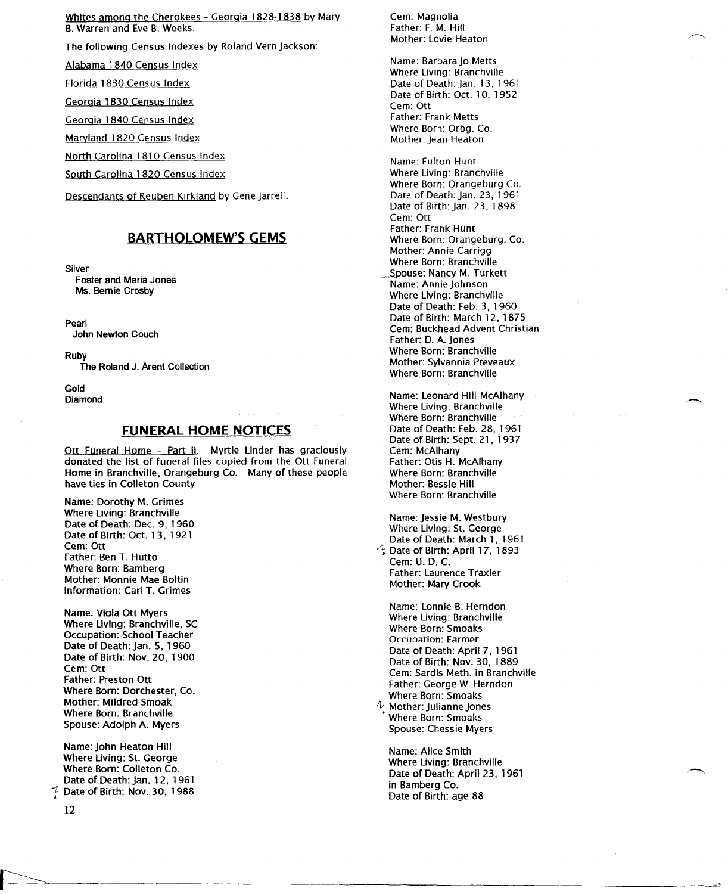Whites among the Cherokees - Georgia 1828-1838 by Mary B. Warren and Eve B. Weeks.

The following Census Indexes by Roland Vern Jackson:

Alabama 1840 Census Index

Florida 1830 Census Index

Georgia 1830 Census Index

Georgia 1840 Census Index

Maryland 1820 Census Index

North Carolina 1810 Census Index

South Carolina 1820 Census Index

Descendants of Reuben Kirkland by Gene Jarrell.

## BARTHOLOMEW'S GEMS

**Silver**
- Foster and Maria Jones
- Ms. Bernie Crosby

**Pearl**
- John Newton Couch

**Ruby**
- The Roland J. Arent Collection

**Gold**

**Diamond**

## FUNERAL HOME NOTICES

Ott Funeral Home - Part II. Myrtle Linder has graciously donated the list of funeral files copied from the Ott Funeral Home in Branchville, Orangeburg Co. Many of these people have ties in Colleton County

Name: Dorothy M. Grimes
Where Living: Branchville
Date of Death: Dec. 9, 1960
Date of Birth: Oct. 13, 1921
Cem: Ott
Father: Ben T. Hutto
Where Born: Bamberg
Mother: Monnie Mae Boltin
Information: Carl T. Grimes

Name: Viola Ott Myers
Where Living: Branchville, SC
Occupation: School Teacher
Date of Death: Jan. 5, 1960
Date of Birth: Nov. 20, 1900
Cem: Ott
Father: Preston Ott
Where Born: Dorchester, Co.
Mother: Mildred Smoak
Where Born: Branchville
Spouse: Adolph A. Myers

Name: John Heaton Hill
Where Living: St. George
Where Born: Colleton Co.
Date of Death: Jan. 12, 1961
Date of Birth: Nov. 30, 1988
Cem: Magnolia
Father: F. M. Hill
Mother: Lovie Heaton

Name: Barbara Jo Metts
Where Living: Branchville
Date of Death: Jan. 13, 1961
Date of Birth: Oct. 10, 1952
Cem: Ott
Father: Frank Metts
Where Born: Orbg. Co.
Mother: Jean Heaton

Name: Fulton Hunt
Where Living: Branchville
Where Born: Orangeburg Co.
Date of Death: Jan. 23, 1961
Date of Birth: Jan. 23, 1898
Cem: Ott
Father: Frank Hunt
Where Born: Orangeburg, Co.
Mother: Annie Carrigg
Where Born: Branchville
Spouse: Nancy M. Turkett

Name: Annie Johnson
Where Living: Branchville
Date of Death: Feb. 3, 1960
Date of Birth: March 12, 1875
Cem: Buckhead Advent Christian
Father: D. A. Jones
Where Born: Branchville
Mother: Sylvannia Preveaux
Where Born: Branchville

Name: Leonard Hill McAlhany
Where Living: Branchville
Where Born: Branchville
Date of Death: Feb. 28, 1961
Date of Birth: Sept. 21, 1937
Cem: McAlhany
Father: Otis H. McAlhany
Where Born: Branchville
Mother: Bessie Hill
Where Born: Branchville

Name: Jessie M. Westbury
Where Living: St. George
Date of Death: March 1, 1961
Date of Birth: April 17, 1893
Cem: U. D. C.
Father: Laurence Traxler
Mother: Mary Crook

Name: Lonnie B. Herndon
Where Living: Branchville
Where Born: Smoaks
Occupation: Farmer
Date of Death: April 7, 1961
Date of Birth: Nov. 30, 1889
Cem: Sardis Meth. in Branchville
Father: George W. Herndon
Where Born: Smoaks
Mother: Julianne Jones
Where Born: Smoaks
Spouse: Chessie Myers

Name: Alice Smith
Where Living: Branchville
Date of Death: April 23, 1961 in Bamberg Co.
Date of Birth: age 88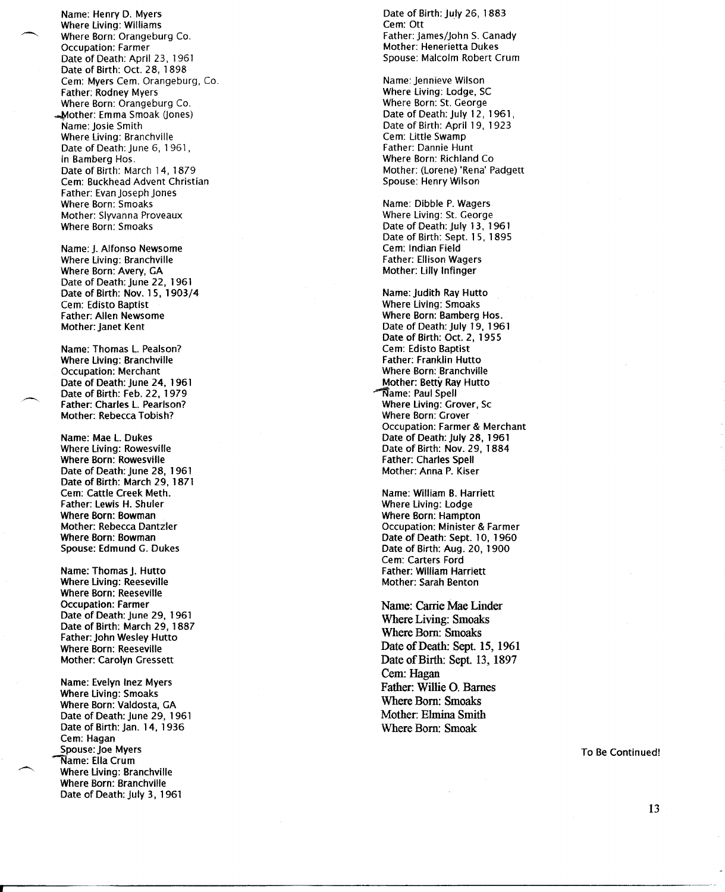Name: Henry D. Myers
Where Living: Williams
Where Born: Orangeburg Co.
Occupation: Farmer
Date of Death: April 23, 1961
Date of Birth: Oct. 28, 1898
Cem: Myers Cem. Orangeburg, Co.
Father: Rodney Myers
Where Born: Orangeburg Co.
Mother: Emma Smoak (Jones)

Name: Josie Smith
Where Living: Branchville
Date of Death: June 6, 1961, in Bamberg Hos.
Date of Birth: March 14, 1879
Cem: Buckhead Advent Christian
Father: Evan Joseph Jones
Where Born: Smoaks
Mother: Slyvanna Proveaux
Where Born: Smoaks

Name: J. Alfonso Newsome
Where Living: Branchville
Where Born: Avery, GA
Date of Death: June 22, 1961
Date of Birth: Nov. 15, 1903/4
Cem: Edisto Baptist
Father: Allen Newsome
Mother: Janet Kent

Name: Thomas L. Pealson?
Where Living: Branchville
Occupation: Merchant
Date of Death: June 24, 1961
Date of Birth: Feb. 22, 1979
Father: Charles L. Pearlson?
Mother: Rebecca Tobish?

Name: Mae L. Dukes
Where Living: Rowesville
Where Born: Rowesville
Date of Death: June 28, 1961
Date of Birth: March 29, 1871
Cem: Cattle Creek Meth.
Father: Lewis H. Shuler
Where Born: Bowman
Mother: Rebecca Dantzler
Where Born: Bowman
Spouse: Edmund G. Dukes

Name: Thomas J. Hutto
Where Living: Reeseville
Where Born: Reeseville
Occupation: Farmer
Date of Death: June 29, 1961
Date of Birth: March 29, 1887
Father: John Wesley Hutto
Where Born: Reeseville
Mother: Carolyn Gressett

Name: Evelyn Inez Myers
Where Living: Smoaks
Where Born: Valdosta, GA
Date of Death: June 29, 1961
Date of Birth: Jan. 14, 1936
Cem: Hagan
Spouse: Joe Myers

Name: Ella Crum
Where Living: Branchville
Where Born: Branchville
Date of Death: July 3, 1961
Date of Birth: July 26, 1883
Cem: Ott
Father: James/John S. Canady
Mother: Henerietta Dukes
Spouse: Malcolm Robert Crum

Name: Jennieve Wilson
Where Living: Lodge, SC
Where Born: St. George
Date of Death: July 12, 1961,
Date of Birth: April 19, 1923
Cem: Little Swamp
Father: Dannie Hunt
Where Born: Richland Co
Mother: (Lorene) 'Rena' Padgett
Spouse: Henry Wilson

Name: Dibble P. Wagers
Where Living: St. George
Date of Death: July 13, 1961
Date of Birth: Sept. 15, 1895
Cem: Indian Field
Father: Ellison Wagers
Mother: Lilly Infinger

Name: Judith Ray Hutto
Where Living: Smoaks
Where Born: Bamberg Hos.
Date of Death: July 19, 1961
Date of Birth: Oct. 2, 1955
Cem: Edisto Baptist
Father: Franklin Hutto
Where Born: Branchville
Mother: Betty Ray Hutto

Name: Paul Spell
Where Living: Grover, Sc
Where Born: Grover
Occupation: Farmer & Merchant
Date of Death: July 28, 1961
Date of Birth: Nov. 29, 1884
Father: Charles Spell
Mother: Anna P. Kiser

Name: William B. Harriett
Where Living: Lodge
Where Born: Hampton
Occupation: Minister & Farmer
Date of Death: Sept. 10, 1960
Date of Birth: Aug. 20, 1900
Cem: Carters Ford
Father: William Harriett
Mother: Sarah Benton

Name: Carrie Mae Linder
Where Living: Smoaks
Where Born: Smoaks
Date of Death: Sept. 15, 1961
Date of Birth: Sept. 13, 1897
Cem: Hagan
Father: Willie O. Barnes
Where Born: Smoaks
Mother: Elmina Smith
Where Born: Smoak

To Be Continued!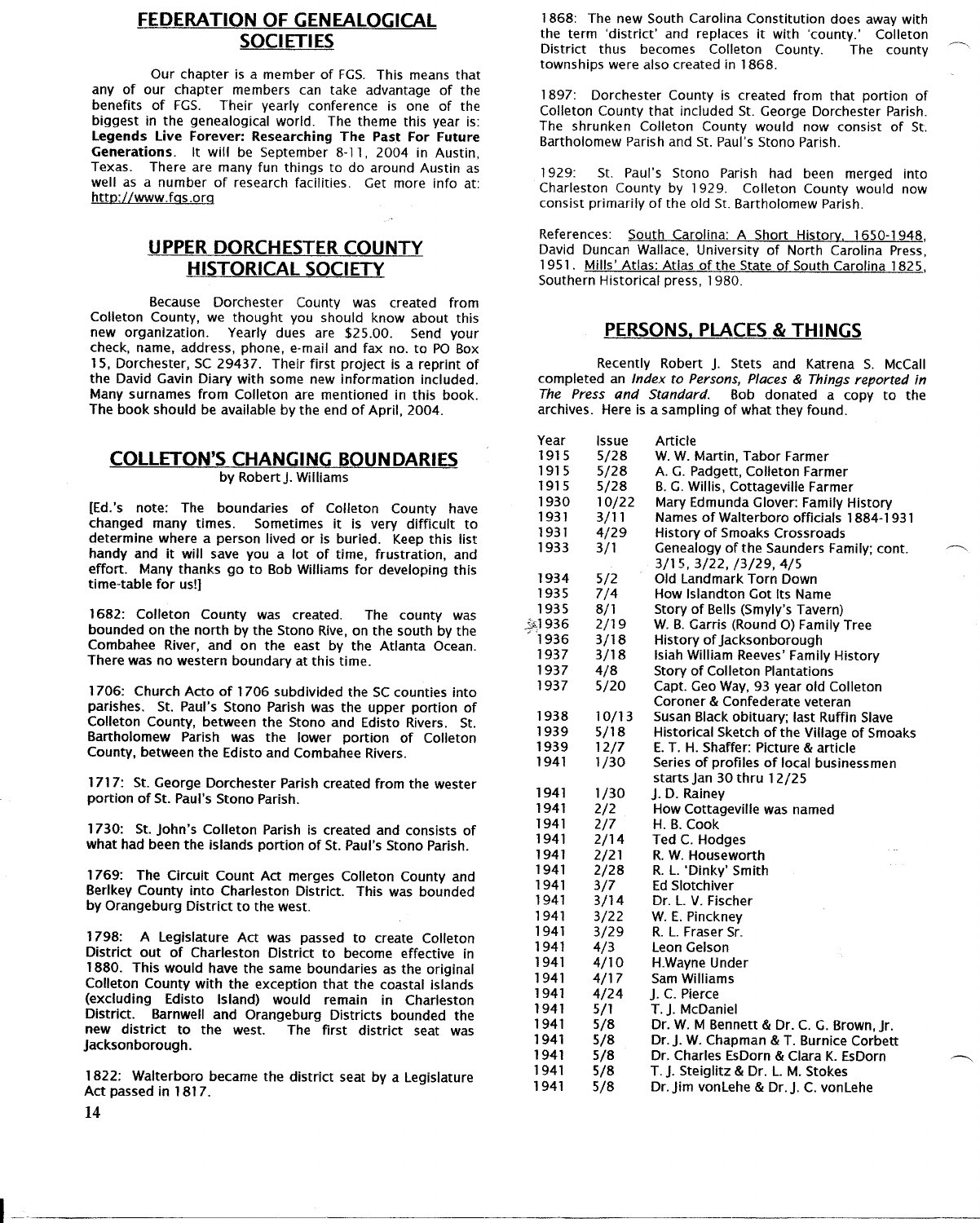## FEDERATION OF GENEALOGICAL SOCIETIES

Our chapter is a member of FGS. This means that any of our chapter members can take advantage of the benefits of FGS. Their yearly conference is one of the biggest in the genealogical world. The theme this year is: **Legends Live Forever: Researching The Past For Future Generations**. It will be September 8-11, 2004 in Austin, Texas. There are many fun things to do around Austin as well as a number of research facilities. Get more info at: http://www.fgs.org

## UPPER DORCHESTER COUNTY HISTORICAL SOCIETY

Because Dorchester County was created from Colleton County, we thought you should know about this new organization. Yearly dues are $25.00. Send your check, name, address, phone, e-mail and fax no. to PO Box 15, Dorchester, SC 29437. Their first project is a reprint of the David Gavin Diary with some new information included. Many surnames from Colleton are mentioned in this book. The book should be available by the end of April, 2004.

## COLLETON'S CHANGING BOUNDARIES

by Robert J. Williams

[Ed.'s note: The boundaries of Colleton County have changed many times. Sometimes it is very difficult to determine where a person lived or is buried. Keep this list handy and it will save you a lot of time, frustration, and effort. Many thanks go to Bob Williams for developing this time-table for us!]

1682: Colleton County was created. The county was bounded on the north by the Stono Rive, on the south by the Combahee River, and on the east by the Atlanta Ocean. There was no western boundary at this time.

1706: Church Acto of 1706 subdivided the SC counties into parishes. St. Paul's Stono Parish was the upper portion of Colleton County, between the Stono and Edisto Rivers. St. Bartholomew Parish was the lower portion of Colleton County, between the Edisto and Combahee Rivers.

1717: St. George Dorchester Parish created from the wester portion of St. Paul's Stono Parish.

1730: St. John's Colleton Parish is created and consists of what had been the islands portion of St. Paul's Stono Parish.

1769: The Circuit Count Act merges Colleton County and Berlkey County into Charleston District. This was bounded by Orangeburg District to the west.

1798: A Legislature Act was passed to create Colleton District out of Charleston District to become effective in 1880. This would have the same boundaries as the original Colleton County with the exception that the coastal islands (excluding Edisto Island) would remain in Charleston District. Barnwell and Orangeburg Districts bounded the new district to the west. The first district seat was Jacksonborough.

1822: Walterboro became the district seat by a Legislature Act passed in 1817.

1868: The new South Carolina Constitution does away with the term 'district' and replaces it with 'county.' Colleton District thus becomes Colleton County. The county townships were also created in 1868.

1897: Dorchester County is created from that portion of Colleton County that included St. George Dorchester Parish. The shrunken Colleton County would now consist of St. Bartholomew Parish and St. Paul's Stono Parish.

1929: St. Paul's Stono Parish had been merged into Charleston County by 1929. Colleton County would now consist primarily of the old St. Bartholomew Parish.

References: South Carolina: A Short History, 1650-1948, David Duncan Wallace, University of North Carolina Press, 1951. Mills' Atlas: Atlas of the State of South Carolina 1825, Southern Historical press, 1980.

## PERSONS, PLACES & THINGS

Recently Robert J. Stets and Katrena S. McCall completed an *Index to Persons, Places & Things reported in The Press and Standard.* Bob donated a copy to the archives. Here is a sampling of what they found.

| Year | Issue | Article |
|---|---|---|
| 1915 | 5/28 | W. W. Martin, Tabor Farmer |
| 1915 | 5/28 | A. G. Padgett, Colleton Farmer |
| 1915 | 5/28 | B. G. Willis, Cottageville Farmer |
| 1930 | 10/22 | Mary Edmunda Glover: Family History |
| 1931 | 3/11 | Names of Walterboro officials 1884-1931 |
| 1931 | 4/29 | History of Smoaks Crossroads |
| 1933 | 3/1 | Genealogy of the Saunders Family; cont. 3/15, 3/22, /3/29, 4/5 |
| 1934 | 5/2 | Old Landmark Torn Down |
| 1935 | 7/4 | How Islandton Got Its Name |
| 1935 | 8/1 | Story of Bells (Smyly's Tavern) |
| 1936 | 2/19 | W. B. Garris (Round O) Family Tree |
| 1936 | 3/18 | History of Jacksonborough |
| 1937 | 3/18 | Isiah William Reeves' Family History |
| 1937 | 4/8 | Story of Colleton Plantations |
| 1937 | 5/20 | Capt. Geo Way, 93 year old Colleton Coroner & Confederate veteran |
| 1938 | 10/13 | Susan Black obituary; last Ruffin Slave |
| 1939 | 5/18 | Historical Sketch of the Village of Smoaks |
| 1939 | 12/7 | E. T. H. Shaffer: Picture & article |
| 1941 | 1/30 | Series of profiles of local businessmen starts Jan 30 thru 12/25 |
| 1941 | 1/30 | J. D. Rainey |
| 1941 | 2/2 | How Cottageville was named |
| 1941 | 2/7 | H. B. Cook |
| 1941 | 2/14 | Ted C. Hodges |
| 1941 | 2/21 | R. W. Houseworth |
| 1941 | 2/28 | R. L. 'Dinky' Smith |
| 1941 | 3/7 | Ed Slotchiver |
| 1941 | 3/14 | Dr. L. V. Fischer |
| 1941 | 3/22 | W. E. Pinckney |
| 1941 | 3/29 | R. L. Fraser Sr. |
| 1941 | 4/3 | Leon Gelson |
| 1941 | 4/10 | H.Wayne Under |
| 1941 | 4/17 | Sam Williams |
| 1941 | 4/24 | J. C. Pierce |
| 1941 | 5/1 | T. J. McDaniel |
| 1941 | 5/8 | Dr. W. M Bennett & Dr. C. G. Brown, Jr. |
| 1941 | 5/8 | Dr. J. W. Chapman & T. Burnice Corbett |
| 1941 | 5/8 | Dr. Charles EsDorn & Clara K. EsDorn |
| 1941 | 5/8 | T. J. Steiglitz & Dr. L. M. Stokes |
| 1941 | 5/8 | Dr. Jim vonLehe & Dr. J. C. vonLehe |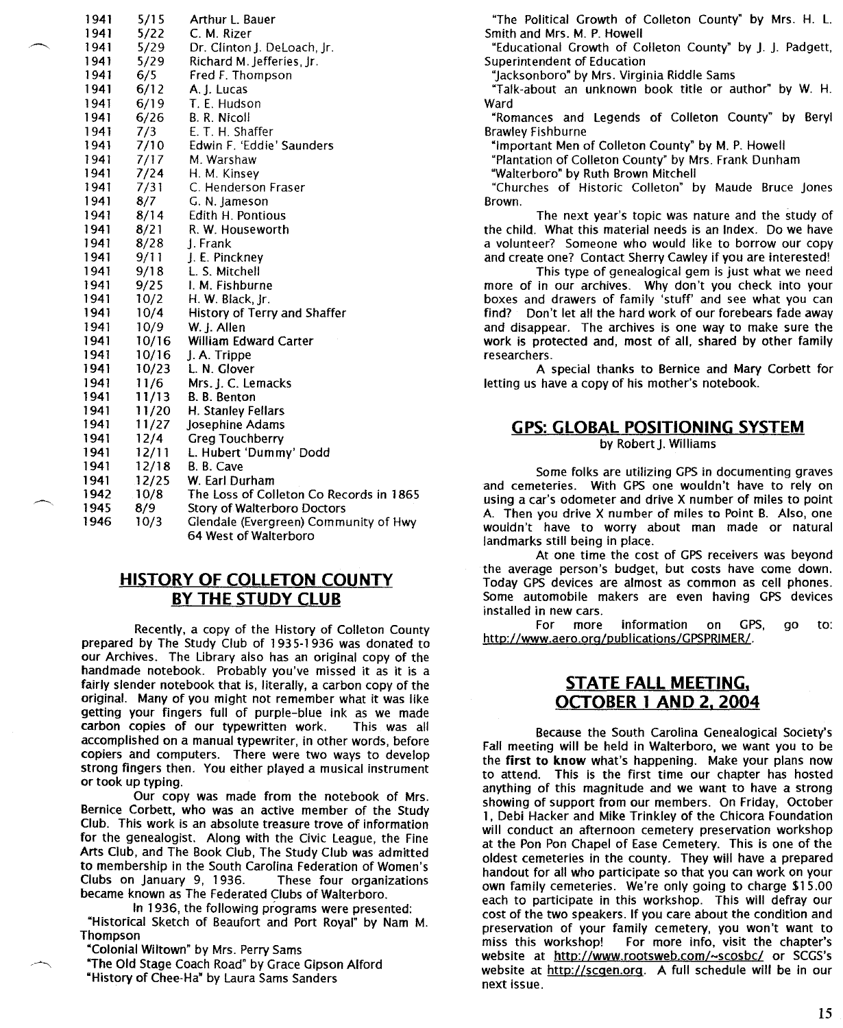| | | |
|---|---|---|
| 1941 | 5/15 | Arthur L. Bauer |
| 1941 | 5/22 | C. M. Rizer |
| 1941 | 5/29 | Dr. Clinton J. DeLoach, Jr. |
| 1941 | 5/29 | Richard M. Jefferies, Jr. |
| 1941 | 6/5 | Fred F. Thompson |
| 1941 | 6/12 | A. J. Lucas |
| 1941 | 6/19 | T. E. Hudson |
| 1941 | 6/26 | B. R. Nicoll |
| 1941 | 7/3 | E. T. H. Shaffer |
| 1941 | 7/10 | Edwin F. 'Eddie' Saunders |
| 1941 | 7/17 | M. Warshaw |
| 1941 | 7/24 | H. M. Kinsey |
| 1941 | 7/31 | C. Henderson Fraser |
| 1941 | 8/7 | G. N. Jameson |
| 1941 | 8/14 | Edith H. Pontious |
| 1941 | 8/21 | R. W. Houseworth |
| 1941 | 8/28 | J. Frank |
| 1941 | 9/11 | J. E. Pinckney |
| 1941 | 9/18 | L. S. Mitchell |
| 1941 | 9/25 | I. M. Fishburne |
| 1941 | 10/2 | H. W. Black, Jr. |
| 1941 | 10/4 | History of Terry and Shaffer |
| 1941 | 10/9 | W. J. Allen |
| 1941 | 10/16 | William Edward Carter |
| 1941 | 10/16 | J. A. Trippe |
| 1941 | 10/23 | L. N. Glover |
| 1941 | 11/6 | Mrs. J. C. Lemacks |
| 1941 | 11/13 | B. B. Benton |
| 1941 | 11/20 | H. Stanley Fellars |
| 1941 | 11/27 | Josephine Adams |
| 1941 | 12/4 | Greg Touchberry |
| 1941 | 12/11 | L. Hubert 'Dummy' Dodd |
| 1941 | 12/18 | B. B. Cave |
| 1941 | 12/25 | W. Earl Durham |
| 1942 | 10/8 | The Loss of Colleton Co Records in 1865 |
| 1945 | 8/9 | Story of Walterboro Doctors |
| 1946 | 10/3 | Glendale (Evergreen) Community of Hwy 64 West of Walterboro |

## HISTORY OF COLLETON COUNTY BY THE STUDY CLUB

Recently, a copy of the History of Colleton County prepared by The Study Club of 1935-1936 was donated to our Archives. The Library also has an original copy of the handmade notebook. Probably you've missed it as it is a fairly slender notebook that is, literally, a carbon copy of the original. Many of you might not remember what it was like getting your fingers full of purple-blue ink as we made carbon copies of our typewritten work. This was all accomplished on a manual typewriter, in other words, before copiers and computers. There were two ways to develop strong fingers then. You either played a musical instrument or took up typing.

Our copy was made from the notebook of Mrs. Bernice Corbett, who was an active member of the Study Club. This work is an absolute treasure trove of information for the genealogist. Along with the Civic League, the Fine Arts Club, and The Book Club, The Study Club was admitted to membership in the South Carolina Federation of Women's Clubs on January 9, 1936. These four organizations became known as The Federated Clubs of Walterboro.

In 1936, the following programs were presented:

"Historical Sketch of Beaufort and Port Royal" by Nam M. Thompson

"Colonial Wiltown" by Mrs. Perry Sams

"The Old Stage Coach Road" by Grace Gipson Alford

"History of Chee-Ha" by Laura Sams Sanders

"The Political Growth of Colleton County" by Mrs. H. L. Smith and Mrs. M. P. Howell

"Educational Growth of Colleton County" by J. J. Padgett, Superintendent of Education

"Jacksonboro" by Mrs. Virginia Riddle Sams

"Talk-about an unknown book title or author" by W. H. Ward

"Romances and Legends of Colleton County" by Beryl Brawley Fishburne

"Important Men of Colleton County" by M. P. Howell

"Plantation of Colleton County" by Mrs. Frank Dunham

"Walterboro" by Ruth Brown Mitchell

"Churches of Historic Colleton" by Maude Bruce Jones Brown.

The next year's topic was nature and the study of the child. What this material needs is an Index. Do we have a volunteer? Someone who would like to borrow our copy and create one? Contact Sherry Cawley if you are interested!

This type of genealogical gem is just what we need more of in our archives. Why don't you check into your boxes and drawers of family 'stuff' and see what you can find? Don't let all the hard work of our forebears fade away and disappear. The archives is one way to make sure the work is protected and, most of all, shared by other family researchers.

A special thanks to Bernice and Mary Corbett for letting us have a copy of his mother's notebook.

## GPS: GLOBAL POSITIONING SYSTEM

by Robert J. Williams

Some folks are utilizing GPS in documenting graves and cemeteries. With GPS one wouldn't have to rely on using a car's odometer and drive X number of miles to point A. Then you drive X number of miles to Point B. Also, one wouldn't have to worry about man made or natural landmarks still being in place.

At one time the cost of GPS receivers was beyond the average person's budget, but costs have come down. Today GPS devices are almost as common as cell phones. Some automobile makers are even having GPS devices installed in new cars.

For more information on GPS, go to: http://www.aero.org/publications/GPSPRIMER/.

## STATE FALL MEETING, OCTOBER 1 AND 2, 2004

Because the South Carolina Genealogical Society's Fall meeting will be held in Walterboro, we want you to be the **first to know** what's happening. Make your plans now to attend. This is the first time our chapter has hosted anything of this magnitude and we want to have a strong showing of support from our members. On Friday, October 1, Debi Hacker and Mike Trinkley of the Chicora Foundation will conduct an afternoon cemetery preservation workshop at the Pon Pon Chapel of Ease Cemetery. This is one of the oldest cemeteries in the county. They will have a prepared handout for all who participate so that you can work on your own family cemeteries. We're only going to charge $15.00 each to participate in this workshop. This will defray our cost of the two speakers. If you care about the condition and preservation of your family cemetery, you won't want to miss this workshop! For more info, visit the chapter's website at http://www.rootsweb.com/~scosbc/ or SCGS's website at http://scgen.org. A full schedule will be in our next issue.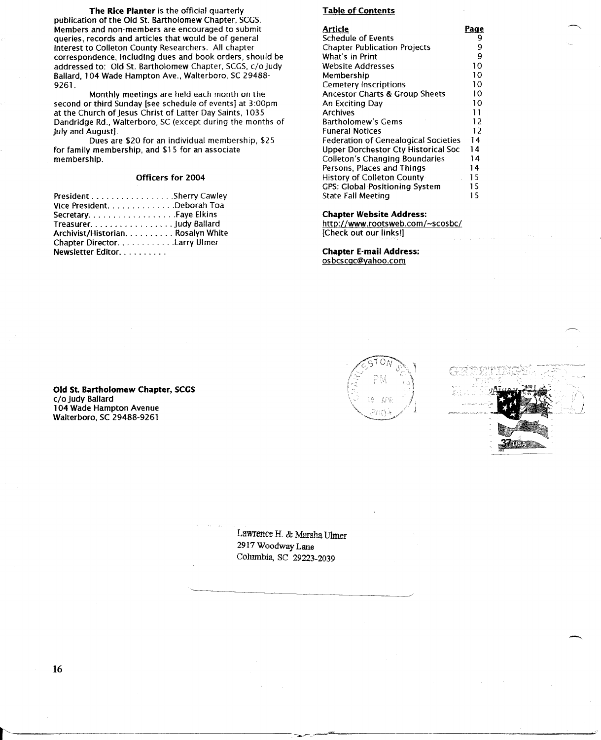**The Rice Planter** is the official quarterly publication of the Old St. Bartholomew Chapter, SCGS. Members and non-members are encouraged to submit queries, records and articles that would be of general interest to Colleton County Researchers. All chapter correspondence, including dues and book orders, should be addressed to: Old St. Bartholomew Chapter, SCGS, c/o Judy Ballard, 104 Wade Hampton Ave., Walterboro, SC 29488-9261.

Monthly meetings are held each month on the second or third Sunday [see schedule of events] at 3:00pm at the Church of Jesus Christ of Latter Day Saints, 1035 Dandridge Rd., Walterboro, SC (except during the months of July and August].

Dues are $20 for an individual membership, $25 for family membership, and $15 for an associate membership.

### Officers for 2004

President . . . . . . . . . . . . . . . . .Sherry Cawley
Vice President. . . . . . . . . . . . . .Deborah Toa
Secretary. . . . . . . . . . . . . . . . . .Faye Elkins
Treasurer. . . . . . . . . . . . . . . . . Judy Ballard
Archivist/Historian. . . . . . . . . . Rosalyn White
Chapter Director. . . . . . . . . . . .Larry Ulmer
Newsletter Editor. . . . . . . . . .

### Table of Contents

| Article | Page |
|---|---|
| Schedule of Events | 9 |
| Chapter Publication Projects | 9 |
| What's in Print | 9 |
| Website Addresses | 10 |
| Membership | 10 |
| Cemetery Inscriptions | 10 |
| Ancestor Charts & Group Sheets | 10 |
| An Exciting Day | 10 |
| Archives | 11 |
| Bartholomew's Gems | 12 |
| Funeral Notices | 12 |
| Federation of Genealogical Societies | 14 |
| Upper Dorchestor Cty Historical Soc | 14 |
| Colleton's Changing Boundaries | 14 |
| Persons, Places and Things | 14 |
| History of Colleton County | 15 |
| GPS: Global Positioning System | 15 |
| State Fall Meeting | 15 |

**Chapter Website Address:**
http://www.rootsweb.com/~scosbc/
[Check out our links!]

**Chapter E-mail Address:**
osbcscgc@yahoo.com

**Old St. Bartholomew Chapter, SCGS**
c/o Judy Ballard
104 Wade Hampton Avenue
Walterboro, SC 29488-9261

Lawrence H. & Marsha Ulmer
2917 Woodway Lane
Columbia, SC 29223-2039